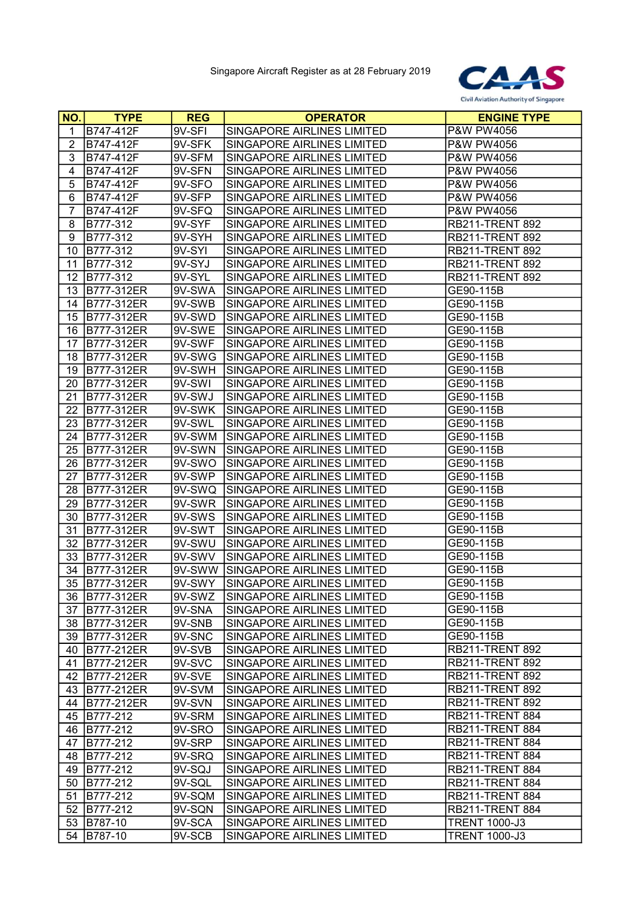Singapore Aircraft Register as at 28 February 2019

CAAS
Civil Aviation Authority of Singapore

| NO. | TYPE | REG | OPERATOR | ENGINE TYPE |
|---|---|---|---|---|
| 1 | B747-412F | 9V-SFI | SINGAPORE AIRLINES LIMITED | P&W PW4056 |
| 2 | B747-412F | 9V-SFK | SINGAPORE AIRLINES LIMITED | P&W PW4056 |
| 3 | B747-412F | 9V-SFM | SINGAPORE AIRLINES LIMITED | P&W PW4056 |
| 4 | B747-412F | 9V-SFN | SINGAPORE AIRLINES LIMITED | P&W PW4056 |
| 5 | B747-412F | 9V-SFO | SINGAPORE AIRLINES LIMITED | P&W PW4056 |
| 6 | B747-412F | 9V-SFP | SINGAPORE AIRLINES LIMITED | P&W PW4056 |
| 7 | B747-412F | 9V-SFQ | SINGAPORE AIRLINES LIMITED | P&W PW4056 |
| 8 | B777-312 | 9V-SYF | SINGAPORE AIRLINES LIMITED | RB211-TRENT 892 |
| 9 | B777-312 | 9V-SYH | SINGAPORE AIRLINES LIMITED | RB211-TRENT 892 |
| 10 | B777-312 | 9V-SYI | SINGAPORE AIRLINES LIMITED | RB211-TRENT 892 |
| 11 | B777-312 | 9V-SYJ | SINGAPORE AIRLINES LIMITED | RB211-TRENT 892 |
| 12 | B777-312 | 9V-SYL | SINGAPORE AIRLINES LIMITED | RB211-TRENT 892 |
| 13 | B777-312ER | 9V-SWA | SINGAPORE AIRLINES LIMITED | GE90-115B |
| 14 | B777-312ER | 9V-SWB | SINGAPORE AIRLINES LIMITED | GE90-115B |
| 15 | B777-312ER | 9V-SWD | SINGAPORE AIRLINES LIMITED | GE90-115B |
| 16 | B777-312ER | 9V-SWE | SINGAPORE AIRLINES LIMITED | GE90-115B |
| 17 | B777-312ER | 9V-SWF | SINGAPORE AIRLINES LIMITED | GE90-115B |
| 18 | B777-312ER | 9V-SWG | SINGAPORE AIRLINES LIMITED | GE90-115B |
| 19 | B777-312ER | 9V-SWH | SINGAPORE AIRLINES LIMITED | GE90-115B |
| 20 | B777-312ER | 9V-SWI | SINGAPORE AIRLINES LIMITED | GE90-115B |
| 21 | B777-312ER | 9V-SWJ | SINGAPORE AIRLINES LIMITED | GE90-115B |
| 22 | B777-312ER | 9V-SWK | SINGAPORE AIRLINES LIMITED | GE90-115B |
| 23 | B777-312ER | 9V-SWL | SINGAPORE AIRLINES LIMITED | GE90-115B |
| 24 | B777-312ER | 9V-SWM | SINGAPORE AIRLINES LIMITED | GE90-115B |
| 25 | B777-312ER | 9V-SWN | SINGAPORE AIRLINES LIMITED | GE90-115B |
| 26 | B777-312ER | 9V-SWO | SINGAPORE AIRLINES LIMITED | GE90-115B |
| 27 | B777-312ER | 9V-SWP | SINGAPORE AIRLINES LIMITED | GE90-115B |
| 28 | B777-312ER | 9V-SWQ | SINGAPORE AIRLINES LIMITED | GE90-115B |
| 29 | B777-312ER | 9V-SWR | SINGAPORE AIRLINES LIMITED | GE90-115B |
| 30 | B777-312ER | 9V-SWS | SINGAPORE AIRLINES LIMITED | GE90-115B |
| 31 | B777-312ER | 9V-SWT | SINGAPORE AIRLINES LIMITED | GE90-115B |
| 32 | B777-312ER | 9V-SWU | SINGAPORE AIRLINES LIMITED | GE90-115B |
| 33 | B777-312ER | 9V-SWV | SINGAPORE AIRLINES LIMITED | GE90-115B |
| 34 | B777-312ER | 9V-SWW | SINGAPORE AIRLINES LIMITED | GE90-115B |
| 35 | B777-312ER | 9V-SWY | SINGAPORE AIRLINES LIMITED | GE90-115B |
| 36 | B777-312ER | 9V-SWZ | SINGAPORE AIRLINES LIMITED | GE90-115B |
| 37 | B777-312ER | 9V-SNA | SINGAPORE AIRLINES LIMITED | GE90-115B |
| 38 | B777-312ER | 9V-SNB | SINGAPORE AIRLINES LIMITED | GE90-115B |
| 39 | B777-312ER | 9V-SNC | SINGAPORE AIRLINES LIMITED | GE90-115B |
| 40 | B777-212ER | 9V-SVB | SINGAPORE AIRLINES LIMITED | RB211-TRENT 892 |
| 41 | B777-212ER | 9V-SVC | SINGAPORE AIRLINES LIMITED | RB211-TRENT 892 |
| 42 | B777-212ER | 9V-SVE | SINGAPORE AIRLINES LIMITED | RB211-TRENT 892 |
| 43 | B777-212ER | 9V-SVM | SINGAPORE AIRLINES LIMITED | RB211-TRENT 892 |
| 44 | B777-212ER | 9V-SVN | SINGAPORE AIRLINES LIMITED | RB211-TRENT 892 |
| 45 | B777-212 | 9V-SRM | SINGAPORE AIRLINES LIMITED | RB211-TRENT 884 |
| 46 | B777-212 | 9V-SRO | SINGAPORE AIRLINES LIMITED | RB211-TRENT 884 |
| 47 | B777-212 | 9V-SRP | SINGAPORE AIRLINES LIMITED | RB211-TRENT 884 |
| 48 | B777-212 | 9V-SRQ | SINGAPORE AIRLINES LIMITED | RB211-TRENT 884 |
| 49 | B777-212 | 9V-SQJ | SINGAPORE AIRLINES LIMITED | RB211-TRENT 884 |
| 50 | B777-212 | 9V-SQL | SINGAPORE AIRLINES LIMITED | RB211-TRENT 884 |
| 51 | B777-212 | 9V-SQM | SINGAPORE AIRLINES LIMITED | RB211-TRENT 884 |
| 52 | B777-212 | 9V-SQN | SINGAPORE AIRLINES LIMITED | RB211-TRENT 884 |
| 53 | B787-10 | 9V-SCA | SINGAPORE AIRLINES LIMITED | TRENT 1000-J3 |
| 54 | B787-10 | 9V-SCB | SINGAPORE AIRLINES LIMITED | TRENT 1000-J3 |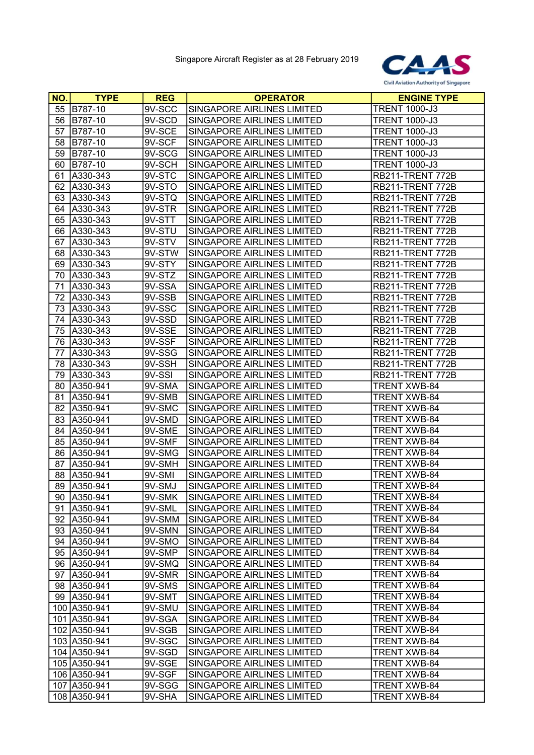Singapore Aircraft Register as at 28 February 2019

| NO. | TYPE | REG | OPERATOR | ENGINE TYPE |
|---|---|---|---|---|
| 55 | B787-10 | 9V-SCC | SINGAPORE AIRLINES LIMITED | TRENT 1000-J3 |
| 56 | B787-10 | 9V-SCD | SINGAPORE AIRLINES LIMITED | TRENT 1000-J3 |
| 57 | B787-10 | 9V-SCE | SINGAPORE AIRLINES LIMITED | TRENT 1000-J3 |
| 58 | B787-10 | 9V-SCF | SINGAPORE AIRLINES LIMITED | TRENT 1000-J3 |
| 59 | B787-10 | 9V-SCG | SINGAPORE AIRLINES LIMITED | TRENT 1000-J3 |
| 60 | B787-10 | 9V-SCH | SINGAPORE AIRLINES LIMITED | TRENT 1000-J3 |
| 61 | A330-343 | 9V-STC | SINGAPORE AIRLINES LIMITED | RB211-TRENT 772B |
| 62 | A330-343 | 9V-STO | SINGAPORE AIRLINES LIMITED | RB211-TRENT 772B |
| 63 | A330-343 | 9V-STQ | SINGAPORE AIRLINES LIMITED | RB211-TRENT 772B |
| 64 | A330-343 | 9V-STR | SINGAPORE AIRLINES LIMITED | RB211-TRENT 772B |
| 65 | A330-343 | 9V-STT | SINGAPORE AIRLINES LIMITED | RB211-TRENT 772B |
| 66 | A330-343 | 9V-STU | SINGAPORE AIRLINES LIMITED | RB211-TRENT 772B |
| 67 | A330-343 | 9V-STV | SINGAPORE AIRLINES LIMITED | RB211-TRENT 772B |
| 68 | A330-343 | 9V-STW | SINGAPORE AIRLINES LIMITED | RB211-TRENT 772B |
| 69 | A330-343 | 9V-STY | SINGAPORE AIRLINES LIMITED | RB211-TRENT 772B |
| 70 | A330-343 | 9V-STZ | SINGAPORE AIRLINES LIMITED | RB211-TRENT 772B |
| 71 | A330-343 | 9V-SSA | SINGAPORE AIRLINES LIMITED | RB211-TRENT 772B |
| 72 | A330-343 | 9V-SSB | SINGAPORE AIRLINES LIMITED | RB211-TRENT 772B |
| 73 | A330-343 | 9V-SSC | SINGAPORE AIRLINES LIMITED | RB211-TRENT 772B |
| 74 | A330-343 | 9V-SSD | SINGAPORE AIRLINES LIMITED | RB211-TRENT 772B |
| 75 | A330-343 | 9V-SSE | SINGAPORE AIRLINES LIMITED | RB211-TRENT 772B |
| 76 | A330-343 | 9V-SSF | SINGAPORE AIRLINES LIMITED | RB211-TRENT 772B |
| 77 | A330-343 | 9V-SSG | SINGAPORE AIRLINES LIMITED | RB211-TRENT 772B |
| 78 | A330-343 | 9V-SSH | SINGAPORE AIRLINES LIMITED | RB211-TRENT 772B |
| 79 | A330-343 | 9V-SSI | SINGAPORE AIRLINES LIMITED | RB211-TRENT 772B |
| 80 | A350-941 | 9V-SMA | SINGAPORE AIRLINES LIMITED | TRENT XWB-84 |
| 81 | A350-941 | 9V-SMB | SINGAPORE AIRLINES LIMITED | TRENT XWB-84 |
| 82 | A350-941 | 9V-SMC | SINGAPORE AIRLINES LIMITED | TRENT XWB-84 |
| 83 | A350-941 | 9V-SMD | SINGAPORE AIRLINES LIMITED | TRENT XWB-84 |
| 84 | A350-941 | 9V-SME | SINGAPORE AIRLINES LIMITED | TRENT XWB-84 |
| 85 | A350-941 | 9V-SMF | SINGAPORE AIRLINES LIMITED | TRENT XWB-84 |
| 86 | A350-941 | 9V-SMG | SINGAPORE AIRLINES LIMITED | TRENT XWB-84 |
| 87 | A350-941 | 9V-SMH | SINGAPORE AIRLINES LIMITED | TRENT XWB-84 |
| 88 | A350-941 | 9V-SMI | SINGAPORE AIRLINES LIMITED | TRENT XWB-84 |
| 89 | A350-941 | 9V-SMJ | SINGAPORE AIRLINES LIMITED | TRENT XWB-84 |
| 90 | A350-941 | 9V-SMK | SINGAPORE AIRLINES LIMITED | TRENT XWB-84 |
| 91 | A350-941 | 9V-SML | SINGAPORE AIRLINES LIMITED | TRENT XWB-84 |
| 92 | A350-941 | 9V-SMM | SINGAPORE AIRLINES LIMITED | TRENT XWB-84 |
| 93 | A350-941 | 9V-SMN | SINGAPORE AIRLINES LIMITED | TRENT XWB-84 |
| 94 | A350-941 | 9V-SMO | SINGAPORE AIRLINES LIMITED | TRENT XWB-84 |
| 95 | A350-941 | 9V-SMP | SINGAPORE AIRLINES LIMITED | TRENT XWB-84 |
| 96 | A350-941 | 9V-SMQ | SINGAPORE AIRLINES LIMITED | TRENT XWB-84 |
| 97 | A350-941 | 9V-SMR | SINGAPORE AIRLINES LIMITED | TRENT XWB-84 |
| 98 | A350-941 | 9V-SMS | SINGAPORE AIRLINES LIMITED | TRENT XWB-84 |
| 99 | A350-941 | 9V-SMT | SINGAPORE AIRLINES LIMITED | TRENT XWB-84 |
| 100 | A350-941 | 9V-SMU | SINGAPORE AIRLINES LIMITED | TRENT XWB-84 |
| 101 | A350-941 | 9V-SGA | SINGAPORE AIRLINES LIMITED | TRENT XWB-84 |
| 102 | A350-941 | 9V-SGB | SINGAPORE AIRLINES LIMITED | TRENT XWB-84 |
| 103 | A350-941 | 9V-SGC | SINGAPORE AIRLINES LIMITED | TRENT XWB-84 |
| 104 | A350-941 | 9V-SGD | SINGAPORE AIRLINES LIMITED | TRENT XWB-84 |
| 105 | A350-941 | 9V-SGE | SINGAPORE AIRLINES LIMITED | TRENT XWB-84 |
| 106 | A350-941 | 9V-SGF | SINGAPORE AIRLINES LIMITED | TRENT XWB-84 |
| 107 | A350-941 | 9V-SGG | SINGAPORE AIRLINES LIMITED | TRENT XWB-84 |
| 108 | A350-941 | 9V-SHA | SINGAPORE AIRLINES LIMITED | TRENT XWB-84 |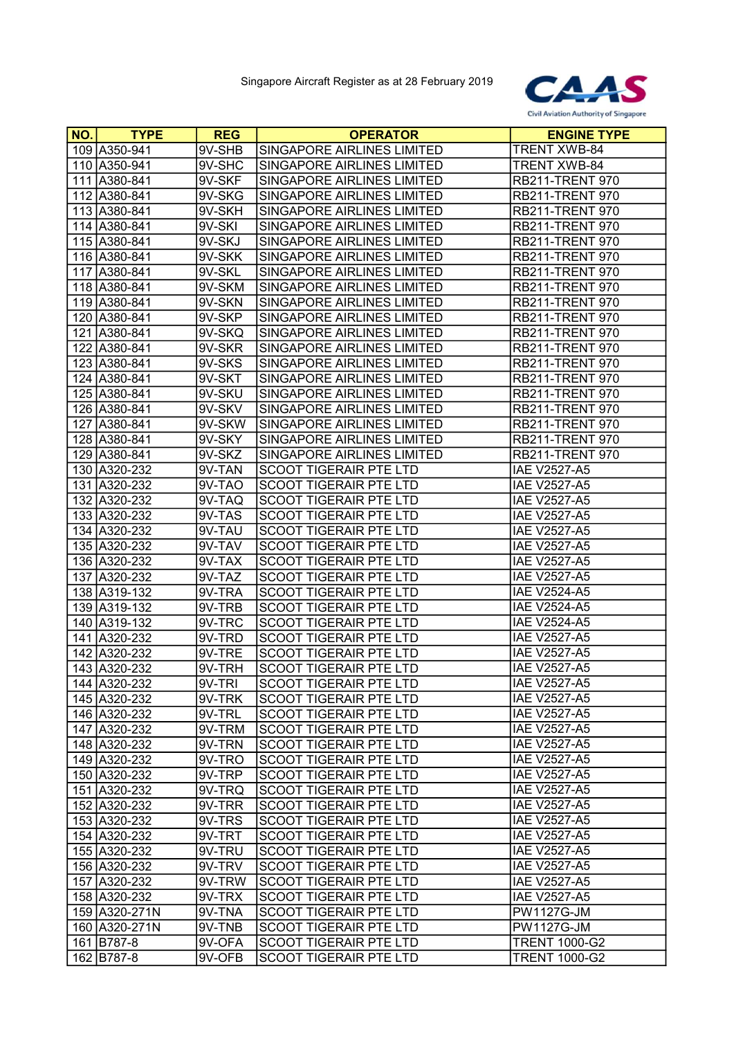Singapore Aircraft Register as at 28 February 2019

| NO. | TYPE | REG | OPERATOR | ENGINE TYPE |
|---|---|---|---|---|
| 109 | A350-941 | 9V-SHB | SINGAPORE AIRLINES LIMITED | TRENT XWB-84 |
| 110 | A350-941 | 9V-SHC | SINGAPORE AIRLINES LIMITED | TRENT XWB-84 |
| 111 | A380-841 | 9V-SKF | SINGAPORE AIRLINES LIMITED | RB211-TRENT 970 |
| 112 | A380-841 | 9V-SKG | SINGAPORE AIRLINES LIMITED | RB211-TRENT 970 |
| 113 | A380-841 | 9V-SKH | SINGAPORE AIRLINES LIMITED | RB211-TRENT 970 |
| 114 | A380-841 | 9V-SKI | SINGAPORE AIRLINES LIMITED | RB211-TRENT 970 |
| 115 | A380-841 | 9V-SKJ | SINGAPORE AIRLINES LIMITED | RB211-TRENT 970 |
| 116 | A380-841 | 9V-SKK | SINGAPORE AIRLINES LIMITED | RB211-TRENT 970 |
| 117 | A380-841 | 9V-SKL | SINGAPORE AIRLINES LIMITED | RB211-TRENT 970 |
| 118 | A380-841 | 9V-SKM | SINGAPORE AIRLINES LIMITED | RB211-TRENT 970 |
| 119 | A380-841 | 9V-SKN | SINGAPORE AIRLINES LIMITED | RB211-TRENT 970 |
| 120 | A380-841 | 9V-SKP | SINGAPORE AIRLINES LIMITED | RB211-TRENT 970 |
| 121 | A380-841 | 9V-SKQ | SINGAPORE AIRLINES LIMITED | RB211-TRENT 970 |
| 122 | A380-841 | 9V-SKR | SINGAPORE AIRLINES LIMITED | RB211-TRENT 970 |
| 123 | A380-841 | 9V-SKS | SINGAPORE AIRLINES LIMITED | RB211-TRENT 970 |
| 124 | A380-841 | 9V-SKT | SINGAPORE AIRLINES LIMITED | RB211-TRENT 970 |
| 125 | A380-841 | 9V-SKU | SINGAPORE AIRLINES LIMITED | RB211-TRENT 970 |
| 126 | A380-841 | 9V-SKV | SINGAPORE AIRLINES LIMITED | RB211-TRENT 970 |
| 127 | A380-841 | 9V-SKW | SINGAPORE AIRLINES LIMITED | RB211-TRENT 970 |
| 128 | A380-841 | 9V-SKY | SINGAPORE AIRLINES LIMITED | RB211-TRENT 970 |
| 129 | A380-841 | 9V-SKZ | SINGAPORE AIRLINES LIMITED | RB211-TRENT 970 |
| 130 | A320-232 | 9V-TAN | SCOOT TIGERAIR PTE LTD | IAE V2527-A5 |
| 131 | A320-232 | 9V-TAO | SCOOT TIGERAIR PTE LTD | IAE V2527-A5 |
| 132 | A320-232 | 9V-TAQ | SCOOT TIGERAIR PTE LTD | IAE V2527-A5 |
| 133 | A320-232 | 9V-TAS | SCOOT TIGERAIR PTE LTD | IAE V2527-A5 |
| 134 | A320-232 | 9V-TAU | SCOOT TIGERAIR PTE LTD | IAE V2527-A5 |
| 135 | A320-232 | 9V-TAV | SCOOT TIGERAIR PTE LTD | IAE V2527-A5 |
| 136 | A320-232 | 9V-TAX | SCOOT TIGERAIR PTE LTD | IAE V2527-A5 |
| 137 | A320-232 | 9V-TAZ | SCOOT TIGERAIR PTE LTD | IAE V2527-A5 |
| 138 | A319-132 | 9V-TRA | SCOOT TIGERAIR PTE LTD | IAE V2524-A5 |
| 139 | A319-132 | 9V-TRB | SCOOT TIGERAIR PTE LTD | IAE V2524-A5 |
| 140 | A319-132 | 9V-TRC | SCOOT TIGERAIR PTE LTD | IAE V2524-A5 |
| 141 | A320-232 | 9V-TRD | SCOOT TIGERAIR PTE LTD | IAE V2527-A5 |
| 142 | A320-232 | 9V-TRE | SCOOT TIGERAIR PTE LTD | IAE V2527-A5 |
| 143 | A320-232 | 9V-TRH | SCOOT TIGERAIR PTE LTD | IAE V2527-A5 |
| 144 | A320-232 | 9V-TRI | SCOOT TIGERAIR PTE LTD | IAE V2527-A5 |
| 145 | A320-232 | 9V-TRK | SCOOT TIGERAIR PTE LTD | IAE V2527-A5 |
| 146 | A320-232 | 9V-TRL | SCOOT TIGERAIR PTE LTD | IAE V2527-A5 |
| 147 | A320-232 | 9V-TRM | SCOOT TIGERAIR PTE LTD | IAE V2527-A5 |
| 148 | A320-232 | 9V-TRN | SCOOT TIGERAIR PTE LTD | IAE V2527-A5 |
| 149 | A320-232 | 9V-TRO | SCOOT TIGERAIR PTE LTD | IAE V2527-A5 |
| 150 | A320-232 | 9V-TRP | SCOOT TIGERAIR PTE LTD | IAE V2527-A5 |
| 151 | A320-232 | 9V-TRQ | SCOOT TIGERAIR PTE LTD | IAE V2527-A5 |
| 152 | A320-232 | 9V-TRR | SCOOT TIGERAIR PTE LTD | IAE V2527-A5 |
| 153 | A320-232 | 9V-TRS | SCOOT TIGERAIR PTE LTD | IAE V2527-A5 |
| 154 | A320-232 | 9V-TRT | SCOOT TIGERAIR PTE LTD | IAE V2527-A5 |
| 155 | A320-232 | 9V-TRU | SCOOT TIGERAIR PTE LTD | IAE V2527-A5 |
| 156 | A320-232 | 9V-TRV | SCOOT TIGERAIR PTE LTD | IAE V2527-A5 |
| 157 | A320-232 | 9V-TRW | SCOOT TIGERAIR PTE LTD | IAE V2527-A5 |
| 158 | A320-232 | 9V-TRX | SCOOT TIGERAIR PTE LTD | IAE V2527-A5 |
| 159 | A320-271N | 9V-TNA | SCOOT TIGERAIR PTE LTD | PW1127G-JM |
| 160 | A320-271N | 9V-TNB | SCOOT TIGERAIR PTE LTD | PW1127G-JM |
| 161 | B787-8 | 9V-OFA | SCOOT TIGERAIR PTE LTD | TRENT 1000-G2 |
| 162 | B787-8 | 9V-OFB | SCOOT TIGERAIR PTE LTD | TRENT 1000-G2 |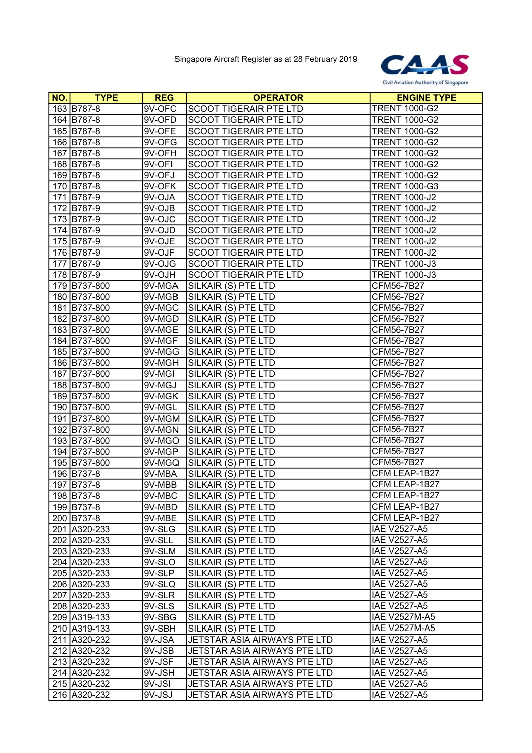Singapore Aircraft Register as at 28 February 2019

| NO. | TYPE | REG | OPERATOR | ENGINE TYPE |
|---|---|---|---|---|
| 163 | B787-8 | 9V-OFC | SCOOT TIGERAIR PTE LTD | TRENT 1000-G2 |
| 164 | B787-8 | 9V-OFD | SCOOT TIGERAIR PTE LTD | TRENT 1000-G2 |
| 165 | B787-8 | 9V-OFE | SCOOT TIGERAIR PTE LTD | TRENT 1000-G2 |
| 166 | B787-8 | 9V-OFG | SCOOT TIGERAIR PTE LTD | TRENT 1000-G2 |
| 167 | B787-8 | 9V-OFH | SCOOT TIGERAIR PTE LTD | TRENT 1000-G2 |
| 168 | B787-8 | 9V-OFI | SCOOT TIGERAIR PTE LTD | TRENT 1000-G2 |
| 169 | B787-8 | 9V-OFJ | SCOOT TIGERAIR PTE LTD | TRENT 1000-G2 |
| 170 | B787-8 | 9V-OFK | SCOOT TIGERAIR PTE LTD | TRENT 1000-G3 |
| 171 | B787-9 | 9V-OJA | SCOOT TIGERAIR PTE LTD | TRENT 1000-J2 |
| 172 | B787-9 | 9V-OJB | SCOOT TIGERAIR PTE LTD | TRENT 1000-J2 |
| 173 | B787-9 | 9V-OJC | SCOOT TIGERAIR PTE LTD | TRENT 1000-J2 |
| 174 | B787-9 | 9V-OJD | SCOOT TIGERAIR PTE LTD | TRENT 1000-J2 |
| 175 | B787-9 | 9V-OJE | SCOOT TIGERAIR PTE LTD | TRENT 1000-J2 |
| 176 | B787-9 | 9V-OJF | SCOOT TIGERAIR PTE LTD | TRENT 1000-J2 |
| 177 | B787-9 | 9V-OJG | SCOOT TIGERAIR PTE LTD | TRENT 1000-J3 |
| 178 | B787-9 | 9V-OJH | SCOOT TIGERAIR PTE LTD | TRENT 1000-J3 |
| 179 | B737-800 | 9V-MGA | SILKAIR (S) PTE LTD | CFM56-7B27 |
| 180 | B737-800 | 9V-MGB | SILKAIR (S) PTE LTD | CFM56-7B27 |
| 181 | B737-800 | 9V-MGC | SILKAIR (S) PTE LTD | CFM56-7B27 |
| 182 | B737-800 | 9V-MGD | SILKAIR (S) PTE LTD | CFM56-7B27 |
| 183 | B737-800 | 9V-MGE | SILKAIR (S) PTE LTD | CFM56-7B27 |
| 184 | B737-800 | 9V-MGF | SILKAIR (S) PTE LTD | CFM56-7B27 |
| 185 | B737-800 | 9V-MGG | SILKAIR (S) PTE LTD | CFM56-7B27 |
| 186 | B737-800 | 9V-MGH | SILKAIR (S) PTE LTD | CFM56-7B27 |
| 187 | B737-800 | 9V-MGI | SILKAIR (S) PTE LTD | CFM56-7B27 |
| 188 | B737-800 | 9V-MGJ | SILKAIR (S) PTE LTD | CFM56-7B27 |
| 189 | B737-800 | 9V-MGK | SILKAIR (S) PTE LTD | CFM56-7B27 |
| 190 | B737-800 | 9V-MGL | SILKAIR (S) PTE LTD | CFM56-7B27 |
| 191 | B737-800 | 9V-MGM | SILKAIR (S) PTE LTD | CFM56-7B27 |
| 192 | B737-800 | 9V-MGN | SILKAIR (S) PTE LTD | CFM56-7B27 |
| 193 | B737-800 | 9V-MGO | SILKAIR (S) PTE LTD | CFM56-7B27 |
| 194 | B737-800 | 9V-MGP | SILKAIR (S) PTE LTD | CFM56-7B27 |
| 195 | B737-800 | 9V-MGQ | SILKAIR (S) PTE LTD | CFM56-7B27 |
| 196 | B737-8 | 9V-MBA | SILKAIR (S) PTE LTD | CFM LEAP-1B27 |
| 197 | B737-8 | 9V-MBB | SILKAIR (S) PTE LTD | CFM LEAP-1B27 |
| 198 | B737-8 | 9V-MBC | SILKAIR (S) PTE LTD | CFM LEAP-1B27 |
| 199 | B737-8 | 9V-MBD | SILKAIR (S) PTE LTD | CFM LEAP-1B27 |
| 200 | B737-8 | 9V-MBE | SILKAIR (S) PTE LTD | CFM LEAP-1B27 |
| 201 | A320-233 | 9V-SLG | SILKAIR (S) PTE LTD | IAE V2527-A5 |
| 202 | A320-233 | 9V-SLL | SILKAIR (S) PTE LTD | IAE V2527-A5 |
| 203 | A320-233 | 9V-SLM | SILKAIR (S) PTE LTD | IAE V2527-A5 |
| 204 | A320-233 | 9V-SLO | SILKAIR (S) PTE LTD | IAE V2527-A5 |
| 205 | A320-233 | 9V-SLP | SILKAIR (S) PTE LTD | IAE V2527-A5 |
| 206 | A320-233 | 9V-SLQ | SILKAIR (S) PTE LTD | IAE V2527-A5 |
| 207 | A320-233 | 9V-SLR | SILKAIR (S) PTE LTD | IAE V2527-A5 |
| 208 | A320-233 | 9V-SLS | SILKAIR (S) PTE LTD | IAE V2527-A5 |
| 209 | A319-133 | 9V-SBG | SILKAIR (S) PTE LTD | IAE V2527M-A5 |
| 210 | A319-133 | 9V-SBH | SILKAIR (S) PTE LTD | IAE V2527M-A5 |
| 211 | A320-232 | 9V-JSA | JETSTAR ASIA AIRWAYS PTE LTD | IAE V2527-A5 |
| 212 | A320-232 | 9V-JSB | JETSTAR ASIA AIRWAYS PTE LTD | IAE V2527-A5 |
| 213 | A320-232 | 9V-JSF | JETSTAR ASIA AIRWAYS PTE LTD | IAE V2527-A5 |
| 214 | A320-232 | 9V-JSH | JETSTAR ASIA AIRWAYS PTE LTD | IAE V2527-A5 |
| 215 | A320-232 | 9V-JSI | JETSTAR ASIA AIRWAYS PTE LTD | IAE V2527-A5 |
| 216 | A320-232 | 9V-JSJ | JETSTAR ASIA AIRWAYS PTE LTD | IAE V2527-A5 |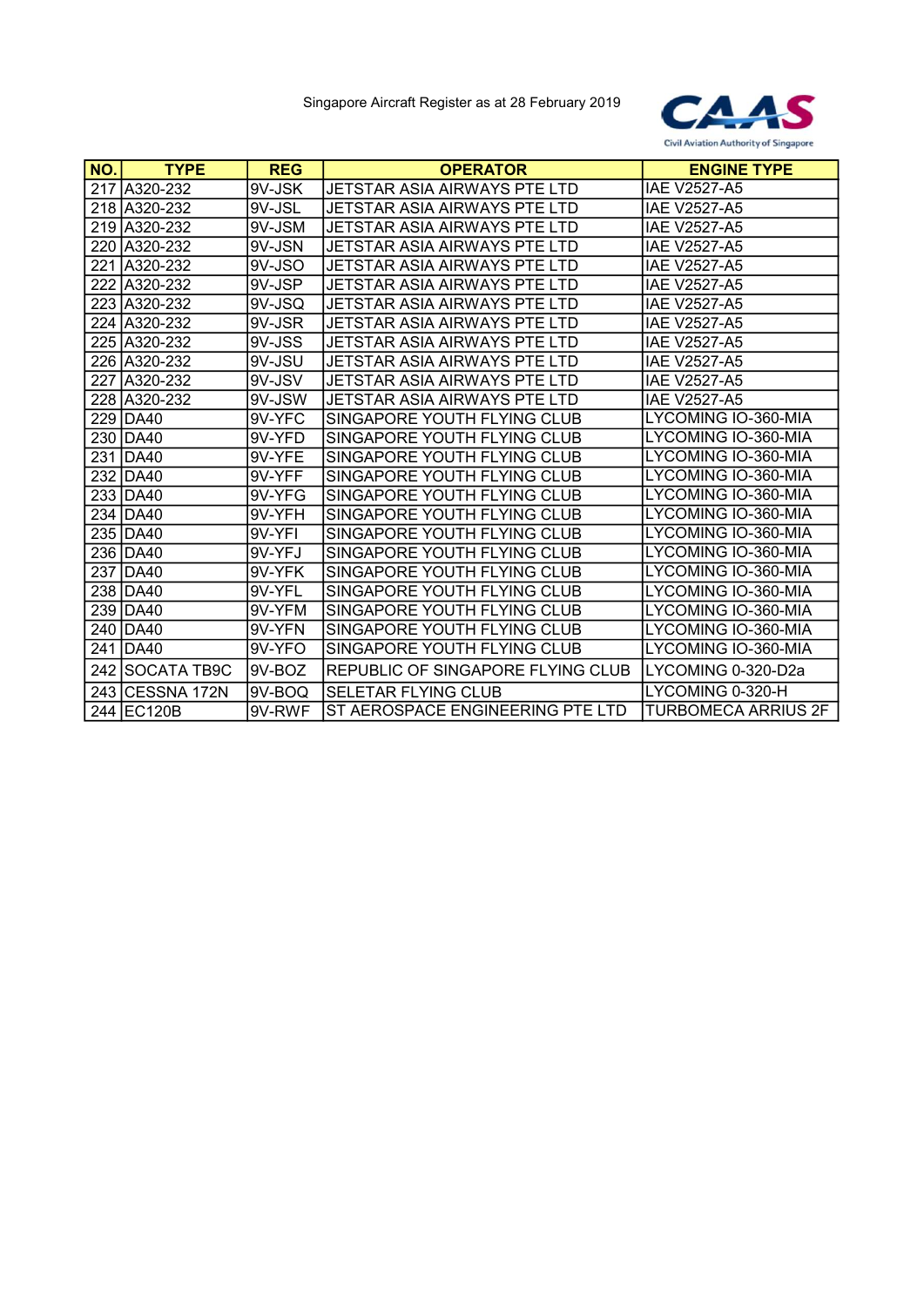Singapore Aircraft Register as at 28 February 2019

| NO. | TYPE | REG | OPERATOR | ENGINE TYPE |
|---|---|---|---|---|
| 217 | A320-232 | 9V-JSK | JETSTAR ASIA AIRWAYS PTE LTD | IAE V2527-A5 |
| 218 | A320-232 | 9V-JSL | JETSTAR ASIA AIRWAYS PTE LTD | IAE V2527-A5 |
| 219 | A320-232 | 9V-JSM | JETSTAR ASIA AIRWAYS PTE LTD | IAE V2527-A5 |
| 220 | A320-232 | 9V-JSN | JETSTAR ASIA AIRWAYS PTE LTD | IAE V2527-A5 |
| 221 | A320-232 | 9V-JSO | JETSTAR ASIA AIRWAYS PTE LTD | IAE V2527-A5 |
| 222 | A320-232 | 9V-JSP | JETSTAR ASIA AIRWAYS PTE LTD | IAE V2527-A5 |
| 223 | A320-232 | 9V-JSQ | JETSTAR ASIA AIRWAYS PTE LTD | IAE V2527-A5 |
| 224 | A320-232 | 9V-JSR | JETSTAR ASIA AIRWAYS PTE LTD | IAE V2527-A5 |
| 225 | A320-232 | 9V-JSS | JETSTAR ASIA AIRWAYS PTE LTD | IAE V2527-A5 |
| 226 | A320-232 | 9V-JSU | JETSTAR ASIA AIRWAYS PTE LTD | IAE V2527-A5 |
| 227 | A320-232 | 9V-JSV | JETSTAR ASIA AIRWAYS PTE LTD | IAE V2527-A5 |
| 228 | A320-232 | 9V-JSW | JETSTAR ASIA AIRWAYS PTE LTD | IAE V2527-A5 |
| 229 | DA40 | 9V-YFC | SINGAPORE YOUTH FLYING CLUB | LYCOMING IO-360-MIA |
| 230 | DA40 | 9V-YFD | SINGAPORE YOUTH FLYING CLUB | LYCOMING IO-360-MIA |
| 231 | DA40 | 9V-YFE | SINGAPORE YOUTH FLYING CLUB | LYCOMING IO-360-MIA |
| 232 | DA40 | 9V-YFF | SINGAPORE YOUTH FLYING CLUB | LYCOMING IO-360-MIA |
| 233 | DA40 | 9V-YFG | SINGAPORE YOUTH FLYING CLUB | LYCOMING IO-360-MIA |
| 234 | DA40 | 9V-YFH | SINGAPORE YOUTH FLYING CLUB | LYCOMING IO-360-MIA |
| 235 | DA40 | 9V-YFI | SINGAPORE YOUTH FLYING CLUB | LYCOMING IO-360-MIA |
| 236 | DA40 | 9V-YFJ | SINGAPORE YOUTH FLYING CLUB | LYCOMING IO-360-MIA |
| 237 | DA40 | 9V-YFK | SINGAPORE YOUTH FLYING CLUB | LYCOMING IO-360-MIA |
| 238 | DA40 | 9V-YFL | SINGAPORE YOUTH FLYING CLUB | LYCOMING IO-360-MIA |
| 239 | DA40 | 9V-YFM | SINGAPORE YOUTH FLYING CLUB | LYCOMING IO-360-MIA |
| 240 | DA40 | 9V-YFN | SINGAPORE YOUTH FLYING CLUB | LYCOMING IO-360-MIA |
| 241 | DA40 | 9V-YFO | SINGAPORE YOUTH FLYING CLUB | LYCOMING IO-360-MIA |
| 242 | SOCATA TB9C | 9V-BOZ | REPUBLIC OF SINGAPORE FLYING CLUB | LYCOMING 0-320-D2a |
| 243 | CESSNA 172N | 9V-BOQ | SELETAR FLYING CLUB | LYCOMING 0-320-H |
| 244 | EC120B | 9V-RWF | ST AEROSPACE ENGINEERING PTE LTD | TURBOMECA ARRIUS 2F |